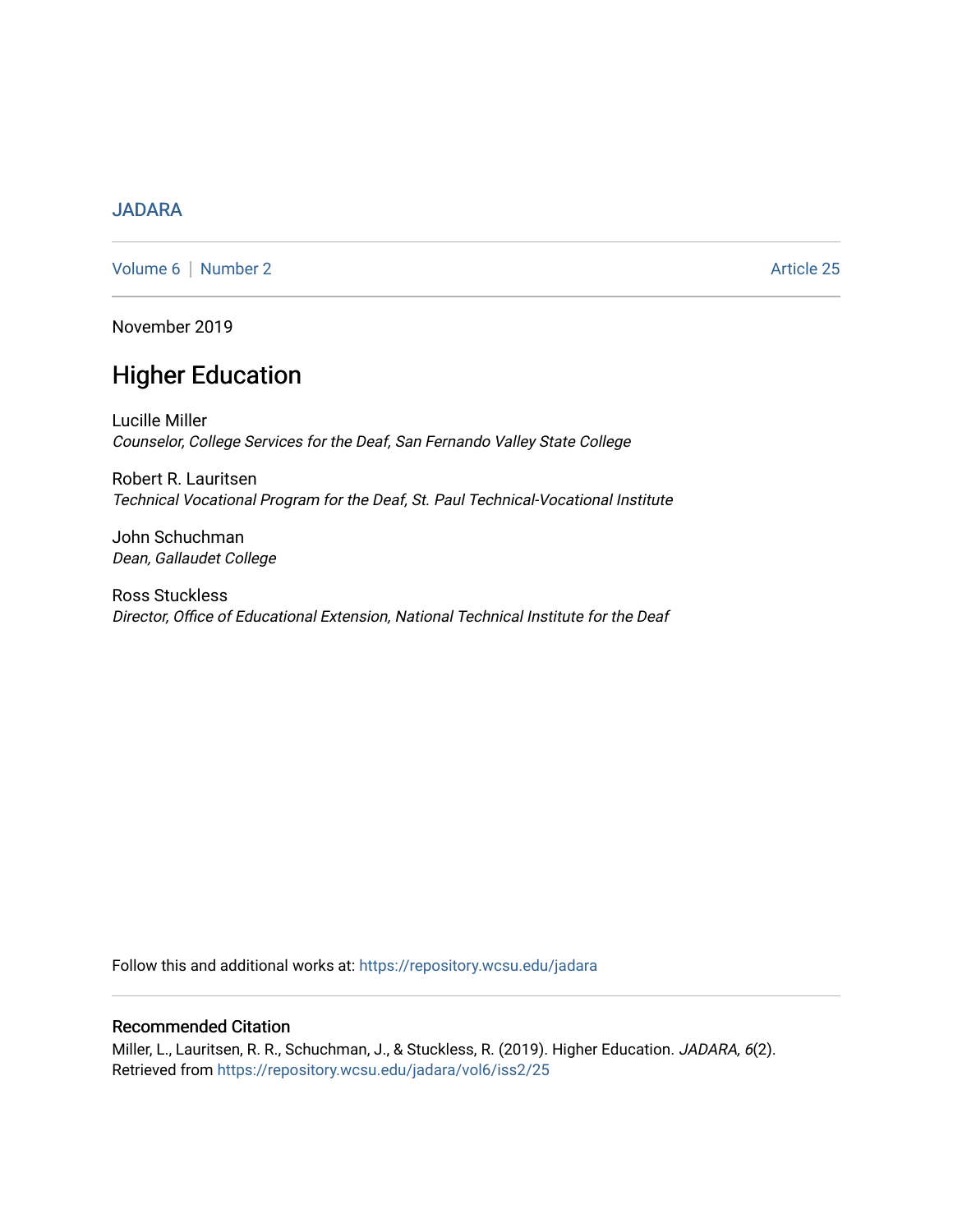JADARA

Volume 6 | Number 2 Article 25

November 2019

# Higher Education

Lucille Miller
*Counselor, College Services for the Deaf, San Fernando Valley State College*

Robert R. Lauritsen
*Technical Vocational Program for the Deaf, St. Paul Technical-Vocational Institute*

John Schuchman
*Dean, Gallaudet College*

Ross Stuckless
*Director, Office of Educational Extension, National Technical Institute for the Deaf*

Follow this and additional works at: https://repository.wcsu.edu/jadara

## Recommended Citation

Miller, L., Lauritsen, R. R., Schuchman, J., & Stuckless, R. (2019). Higher Education. *JADARA, 6*(2). Retrieved from https://repository.wcsu.edu/jadara/vol6/iss2/25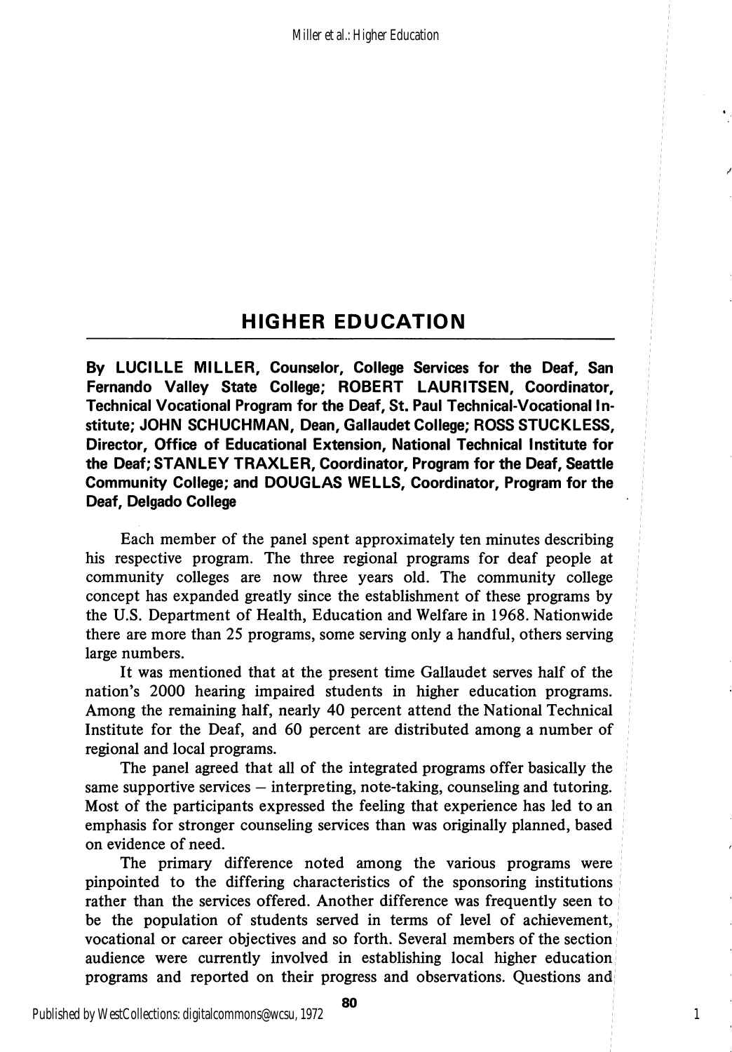## HIGHER EDUCATION

**By LUCILLE MILLER, Counselor, College Services for the Deaf, San Fernando Valley State College; ROBERT LAURITSEN, Coordinator, Technical Vocational Program for the Deaf, St. Paul Technical-Vocational Institute; JOHN SCHUCHMAN, Dean, Gallaudet College; ROSS STUCKLESS, Director, Office of Educational Extension, National Technical Institute for the Deaf; STANLEY TRAXLER, Coordinator, Program for the Deaf, Seattle Community College; and DOUGLAS WELLS, Coordinator, Program for the Deaf, Delgado College**

Each member of the panel spent approximately ten minutes describing his respective program. The three regional programs for deaf people at community colleges are now three years old. The community college concept has expanded greatly since the establishment of these programs by the U.S. Department of Health, Education and Welfare in 1968. Nationwide there are more than 25 programs, some serving only a handful, others serving large numbers.

It was mentioned that at the present time Gallaudet serves half of the nation's 2000 hearing impaired students in higher education programs. Among the remaining half, nearly 40 percent attend the National Technical Institute for the Deaf, and 60 percent are distributed among a number of regional and local programs.

The panel agreed that all of the integrated programs offer basically the same supportive services – interpreting, note-taking, counseling and tutoring. Most of the participants expressed the feeling that experience has led to an emphasis for stronger counseling services than was originally planned, based on evidence of need.

The primary difference noted among the various programs were pinpointed to the differing characteristics of the sponsoring institutions rather than the services offered. Another difference was frequently seen to be the population of students served in terms of level of achievement, vocational or career objectives and so forth. Several members of the section audience were currently involved in establishing local higher education programs and reported on their progress and observations. Questions and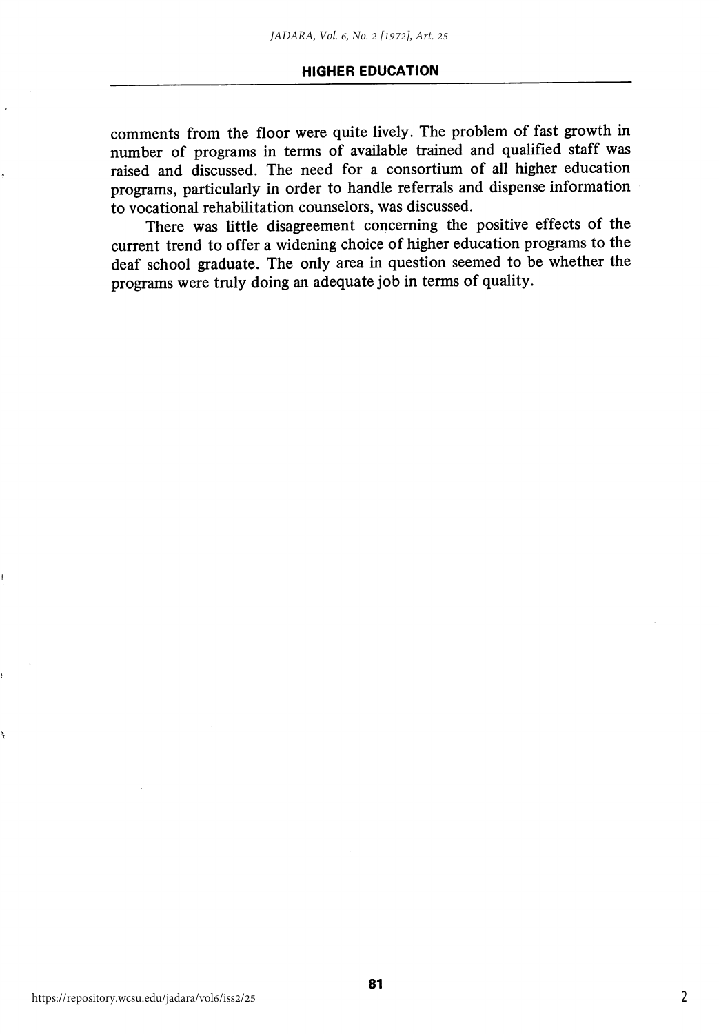comments from the floor were quite lively. The problem of fast growth in number of programs in terms of available trained and qualified staff was raised and discussed. The need for a consortium of all higher education programs, particularly in order to handle referrals and dispense information to vocational rehabilitation counselors, was discussed.

There was little disagreement concerning the positive effects of the current trend to offer a widening choice of higher education programs to the deaf school graduate. The only area in question seemed to be whether the programs were truly doing an adequate job in terms of quality.